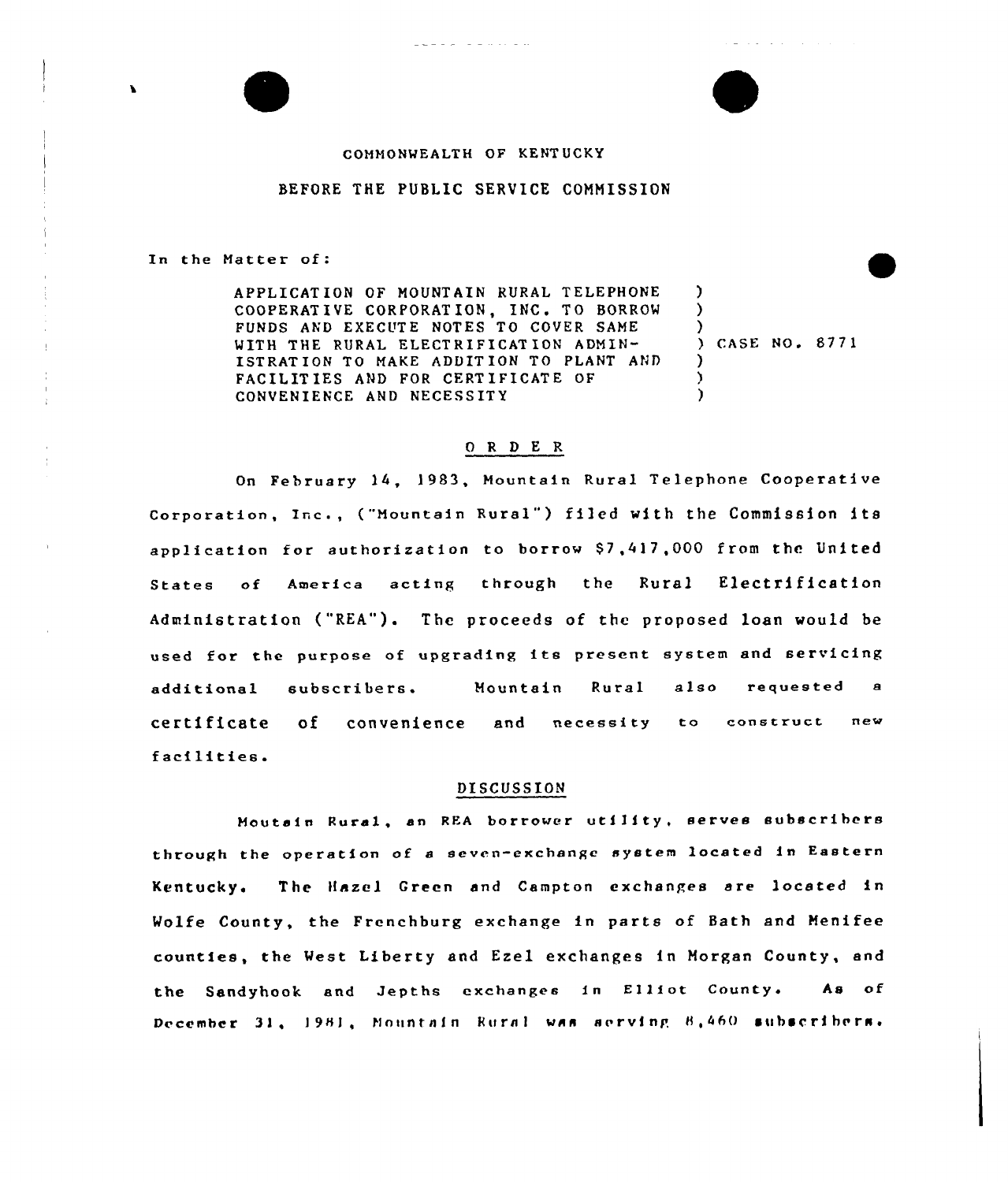COMMONWEALTH OF KENTUCKY

BEFORE THE PUBLIC SERVICE COMMISSION

In the Matter of:

APPLICATION OF MOUNTAIN RURAL TELEPHONE COOPERATIVE CORPORATION, INC. TO BORROW FUNDS AND EXECUTE NOTES TO COVER SAME WITH THE RURAL ELECTRIFICATION ADMINISTRATION TO MAKE ADDITION TO PLANT AND FACILITIES AND FOR CERTIFICATE OF CONVENIENCE AND NECESSITY ) CASE NO. 8771

## O R D E R

On February 14, 1983, Mountain Rural Telephone Cooperative Corporation, Inc., ("Mountain Rural") filed with the Commission its application for authorization to borrow $7,417,000 from the United States of America acting through the Rural Electrification Administration ("REA"). The proceeds of the proposed loan would be used for the purpose of upgrading its present system and servicing additional subscribers. Mountain Rural also requested a certificate of convenience and necessity to construct new facilities.

## DISCUSSION

Moutain Rural, an REA borrower utility, serves subscribers through the operation of a seven-exchange system located in Eastern Kentucky. The Hazel Green and Campton exchanges are located in Wolfe County, the Frenchburg exchange in parts of Bath and Menifee counties, the West Liberty and Ezel exchanges in Morgan County, and the Sandyhook and Jepths exchanges in Elliot County. As of December 31, 1981, Mountain Rural was serving 8,460 subscribers.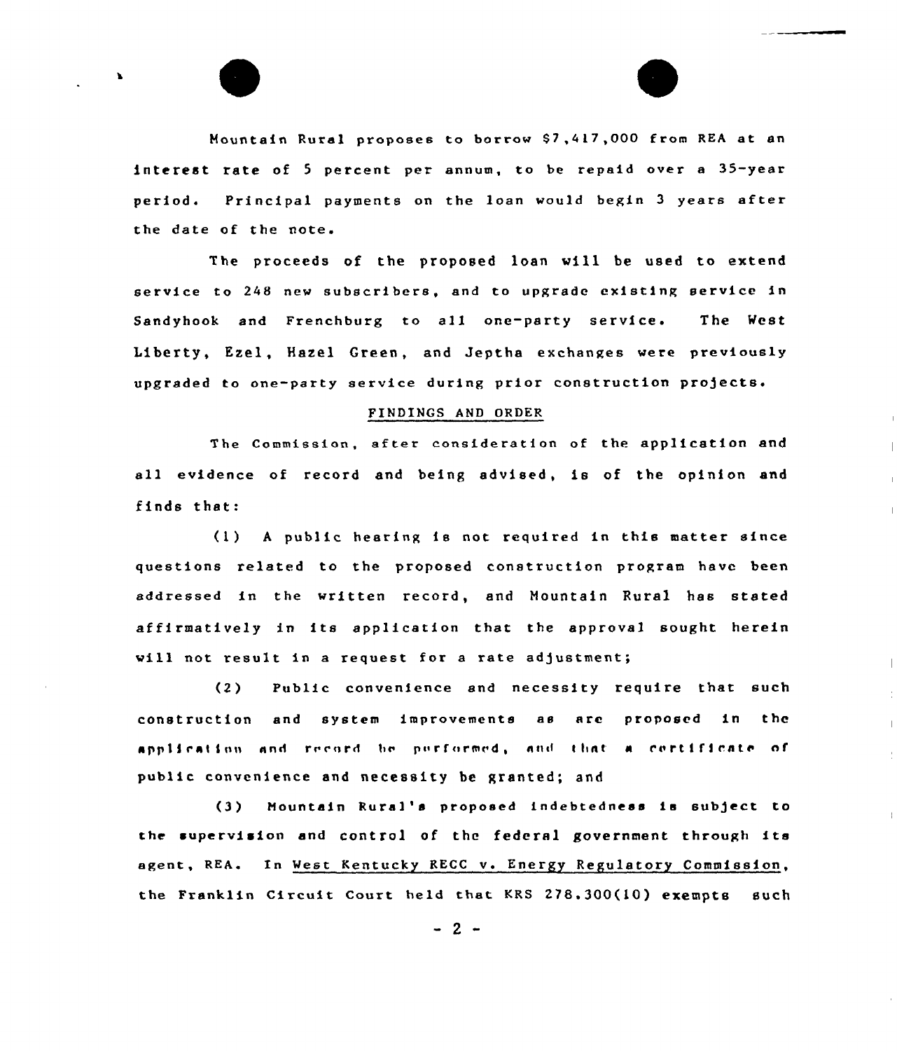Mountain Rural proposes to borrow $7,417,000 from REA at an interest rate of 5 percent per annum, to be repaid over a 35-year period. Principal payments on the loan would begin 3 years after the date of the note.

The proceeds of the proposed loan will be used to extend service to 248 new subscribers, and to upgrade existing service in Sandyhook and Frenchburg to all one-party service. The West Liberty, Ezel, Hazel Green, and Jeptha exchanges were previously upgraded to one-party service during prior construction projects.

## FINDINGS AND ORDER

The Commission, after consideration of the application and all evidence of record and being advised, is of the opinion and finds that:

(1) A public hearing is not required in this matter since questions related to the proposed construction program have been addressed in the written record, and Mountain Rural has stated affirmatively in its application that the approval sought herein will not result in a request for a rate adjustment;

(2) Public convenience and necessity require that such construction and system improvements as are proposed in the application and record be performed, and that a certificate of public convenience and necessity be granted; and

(3) Mountain Rural's proposed indebtedness is subject to the supervision and control of the federal government through its agent, REA. In West Kentucky RECC v. Energy Regulatory Commission, the Franklin Circuit Court held that KRS 278.300(10) exempts such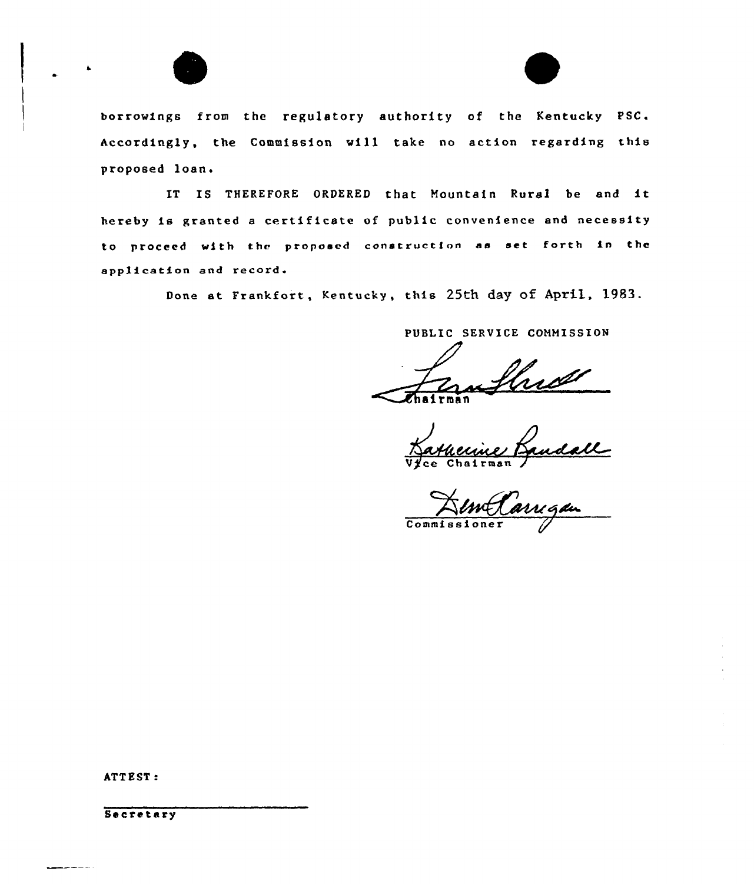borrowings from the regulatory authority of the Kentucky PSC. Accordingly, the Commission will take no action regarding this proposed loan.

IT IS THEREFORE ORDERED that Mountain Rural be and it hereby is granted a certificate of public convenience and necessity to proceed with the proposed construction as set forth in the application and record.

Done at Frankfort, Kentucky, this 25th day of April, 1983.

PUBLIC SERVICE COMMISSION

Chairman

Vice Chairman

Commissioner

ATTEST:

Secretary